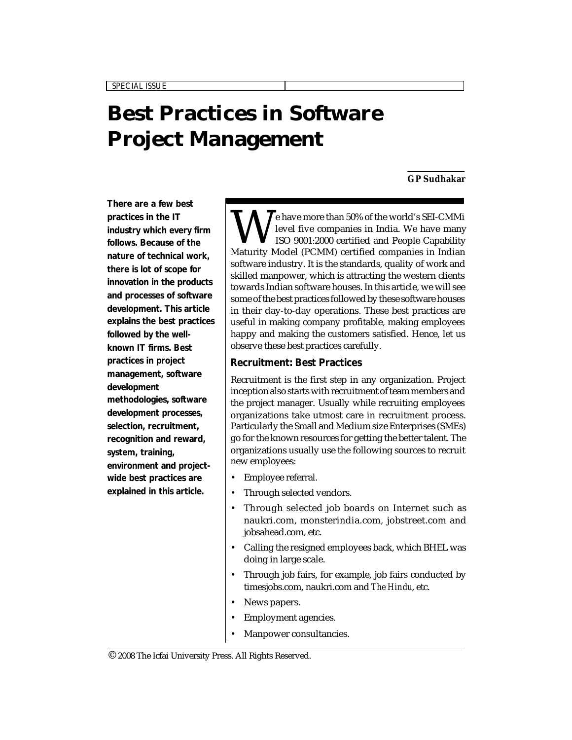SPECIAL ISSUE

# Best Practices in Software Project Management

**GP Sudhakar**

**There are a few best practices in the IT industry which every firm follows. Because of the nature of technical work, there is lot of scope for innovation in the products and processes of software development. This article explains the best practices followed by the well-known IT firms. Best practices in project management, software development methodologies, software development processes, selection, recruitment, recognition and reward, system, training, environment and project-wide best practices are explained in this article.**

We have more than 50% of the world's SEI-CMMi level five companies in India. We have many ISO 9001:2000 certified and People Capability Maturity Model (PCMM) certified companies in Indian software industry. It is the standards, quality of work and skilled manpower, which is attracting the western clients towards Indian software houses. In this article, we will see some of the best practices followed by these software houses in their day-to-day operations. These best practices are useful in making company profitable, making employees happy and making the customers satisfied. Hence, let us observe these best practices carefully.

## Recruitment: Best Practices

Recruitment is the first step in any organization. Project inception also starts with recruitment of team members and the project manager. Usually while recruiting employees organizations take utmost care in recruitment process. Particularly the Small and Medium size Enterprises (SMEs) go for the known resources for getting the better talent. The organizations usually use the following sources to recruit new employees:

- Employee referral.
- Through selected vendors.
- Through selected job boards on Internet such as naukri.com, monsterindia.com, jobstreet.com and jobsahead.com, etc.
- Calling the resigned employees back, which BHEL was doing in large scale.
- Through job fairs, for example, job fairs conducted by timesjobs.com, naukri.com and *The Hindu*, etc.
- News papers.
- Employment agencies.
- Manpower consultancies.

© 2008 The Icfai University Press. All Rights Reserved.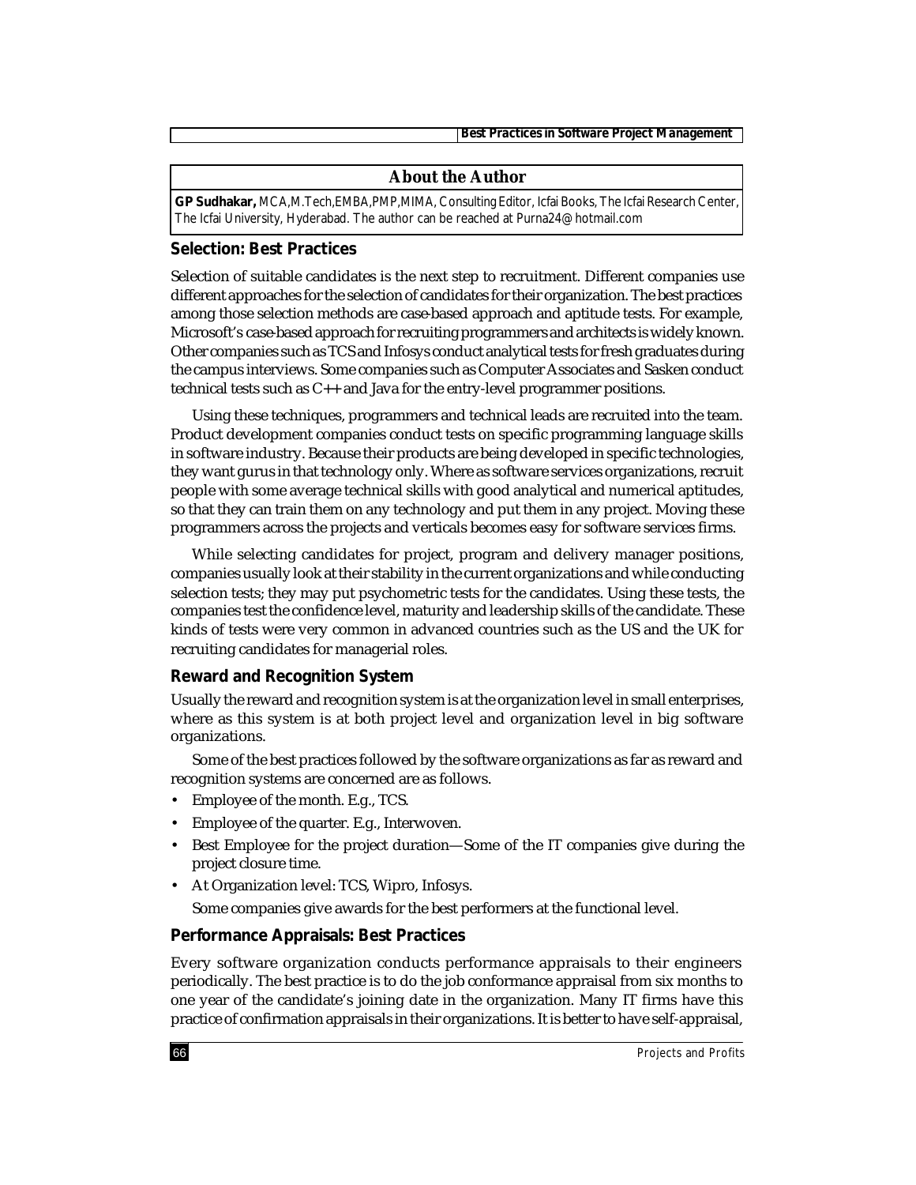## About the Author

**GP Sudhakar,** MCA,M.Tech,EMBA,PMP,MIMA, Consulting Editor, Icfai Books, The Icfai Research Center, The Icfai University, Hyderabad. The author can be reached at Purna24@hotmail.com

### Selection: Best Practices

Selection of suitable candidates is the next step to recruitment. Different companies use different approaches for the selection of candidates for their organization. The best practices among those selection methods are case-based approach and aptitude tests. For example, Microsoft's case-based approach for recruiting programmers and architects is widely known. Other companies such as TCS and Infosys conduct analytical tests for fresh graduates during the campus interviews. Some companies such as Computer Associates and Sasken conduct technical tests such as C++ and Java for the entry-level programmer positions.

Using these techniques, programmers and technical leads are recruited into the team. Product development companies conduct tests on specific programming language skills in software industry. Because their products are being developed in specific technologies, they want gurus in that technology only. Where as software services organizations, recruit people with some average technical skills with good analytical and numerical aptitudes, so that they can train them on any technology and put them in any project. Moving these programmers across the projects and verticals becomes easy for software services firms.

While selecting candidates for project, program and delivery manager positions, companies usually look at their stability in the current organizations and while conducting selection tests; they may put psychometric tests for the candidates. Using these tests, the companies test the confidence level, maturity and leadership skills of the candidate. These kinds of tests were very common in advanced countries such as the US and the UK for recruiting candidates for managerial roles.

### Reward and Recognition System

Usually the reward and recognition system is at the organization level in small enterprises, where as this system is at both project level and organization level in big software organizations.

Some of the best practices followed by the software organizations as far as reward and recognition systems are concerned are as follows.

- Employee of the month. E.g., TCS.
- Employee of the quarter. E.g., Interwoven.
- Best Employee for the project duration—Some of the IT companies give during the project closure time.
- At Organization level: TCS, Wipro, Infosys.

  Some companies give awards for the best performers at the functional level.

### Performance Appraisals: Best Practices

Every software organization conducts performance appraisals to their engineers periodically. The best practice is to do the job conformance appraisal from six months to one year of the candidate's joining date in the organization. Many IT firms have this practice of confirmation appraisals in their organizations. It is better to have self-appraisal,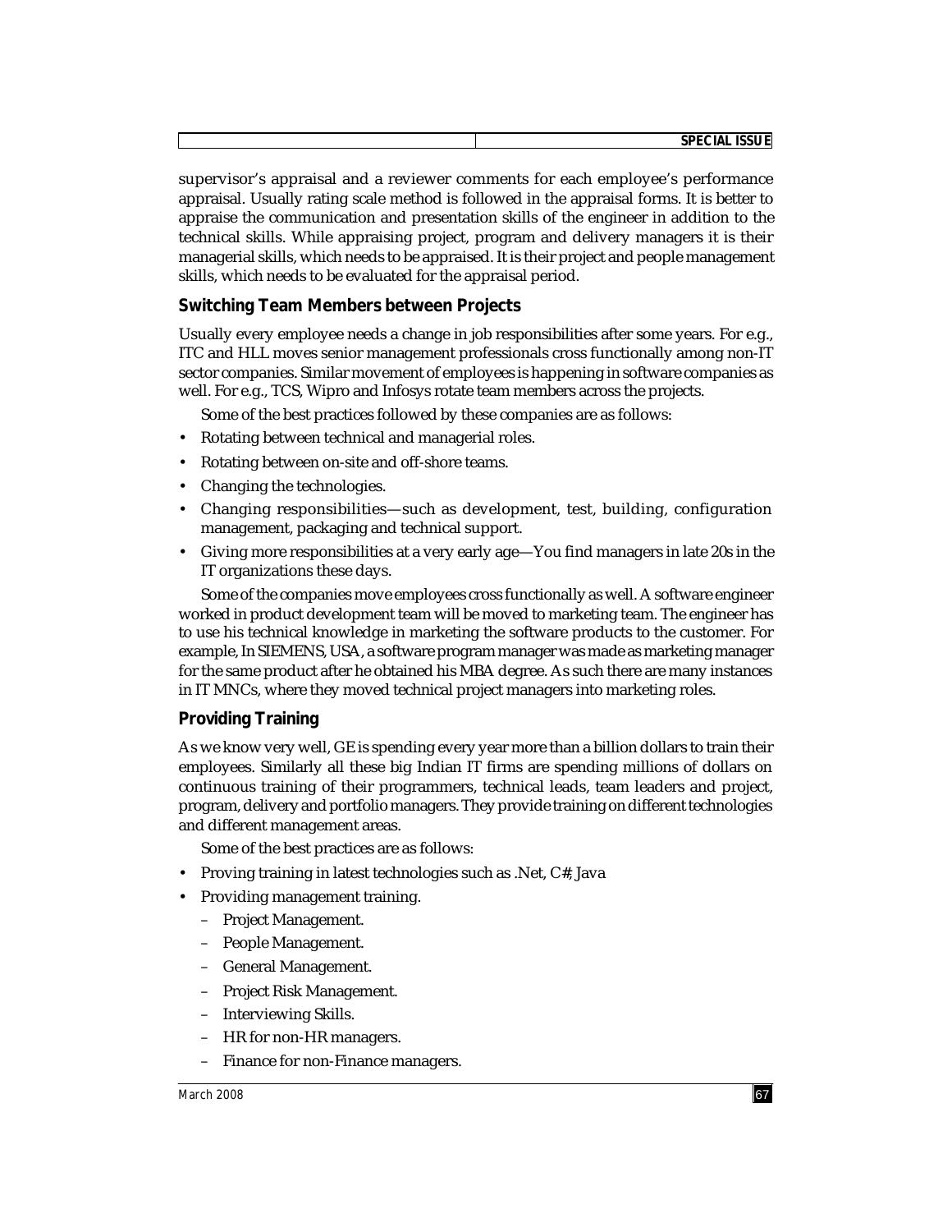supervisor's appraisal and a reviewer comments for each employee's performance appraisal. Usually rating scale method is followed in the appraisal forms. It is better to appraise the communication and presentation skills of the engineer in addition to the technical skills. While appraising project, program and delivery managers it is their managerial skills, which needs to be appraised. It is their project and people management skills, which needs to be evaluated for the appraisal period.

## Switching Team Members between Projects

Usually every employee needs a change in job responsibilities after some years. For e.g., ITC and HLL moves senior management professionals cross functionally among non-IT sector companies. Similar movement of employees is happening in software companies as well. For e.g., TCS, Wipro and Infosys rotate team members across the projects.

Some of the best practices followed by these companies are as follows:

- Rotating between technical and managerial roles.
- Rotating between on-site and off-shore teams.
- Changing the technologies.
- Changing responsibilities—such as development, test, building, configuration management, packaging and technical support.
- Giving more responsibilities at a very early age—You find managers in late 20s in the IT organizations these days.

Some of the companies move employees cross functionally as well. A software engineer worked in product development team will be moved to marketing team. The engineer has to use his technical knowledge in marketing the software products to the customer. For example, In SIEMENS, USA, a software program manager was made as marketing manager for the same product after he obtained his MBA degree. As such there are many instances in IT MNCs, where they moved technical project managers into marketing roles.

## Providing Training

As we know very well, GE is spending every year more than a billion dollars to train their employees. Similarly all these big Indian IT firms are spending millions of dollars on continuous training of their programmers, technical leads, team leaders and project, program, delivery and portfolio managers. They provide training on different technologies and different management areas.

Some of the best practices are as follows:

- Proving training in latest technologies such as .Net, C#, Java
- Providing management training.
  - Project Management.
  - People Management.
  - General Management.
  - Project Risk Management.
  - Interviewing Skills.
  - HR for non-HR managers.
  - Finance for non-Finance managers.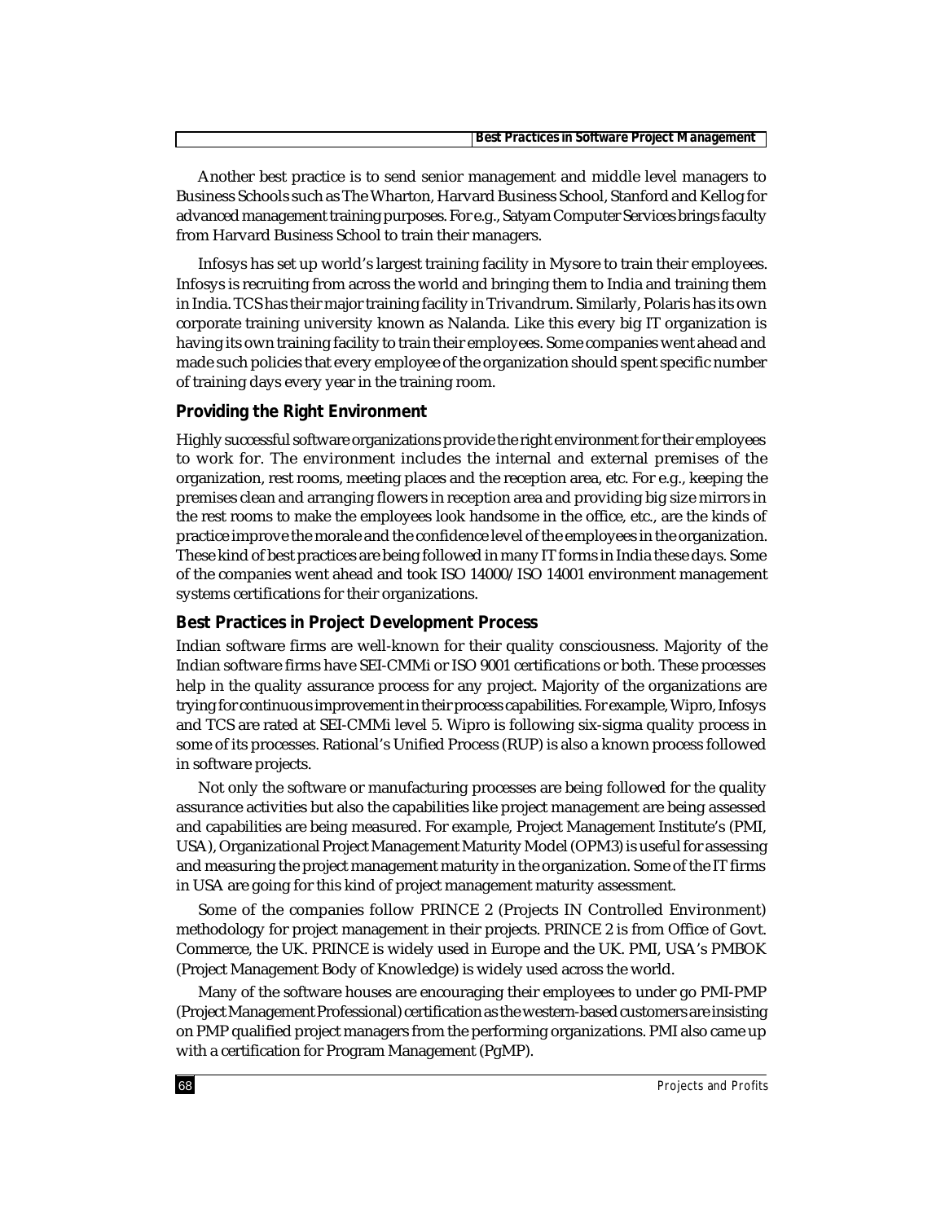Another best practice is to send senior management and middle level managers to Business Schools such as The Wharton, Harvard Business School, Stanford and Kellog for advanced management training purposes. For e.g., Satyam Computer Services brings faculty from Harvard Business School to train their managers.

Infosys has set up world's largest training facility in Mysore to train their employees. Infosys is recruiting from across the world and bringing them to India and training them in India. TCS has their major training facility in Trivandrum. Similarly, Polaris has its own corporate training university known as Nalanda. Like this every big IT organization is having its own training facility to train their employees. Some companies went ahead and made such policies that every employee of the organization should spent specific number of training days every year in the training room.

## Providing the Right Environment

Highly successful software organizations provide the right environment for their employees to work for. The environment includes the internal and external premises of the organization, rest rooms, meeting places and the reception area, etc. For e.g., keeping the premises clean and arranging flowers in reception area and providing big size mirrors in the rest rooms to make the employees look handsome in the office, etc., are the kinds of practice improve the morale and the confidence level of the employees in the organization. These kind of best practices are being followed in many IT forms in India these days. Some of the companies went ahead and took ISO 14000/ISO 14001 environment management systems certifications for their organizations.

## Best Practices in Project Development Process

Indian software firms are well-known for their quality consciousness. Majority of the Indian software firms have SEI-CMMi or ISO 9001 certifications or both. These processes help in the quality assurance process for any project. Majority of the organizations are trying for continuous improvement in their process capabilities. For example, Wipro, Infosys and TCS are rated at SEI-CMMi level 5. Wipro is following six-sigma quality process in some of its processes. Rational's Unified Process (RUP) is also a known process followed in software projects.

Not only the software or manufacturing processes are being followed for the quality assurance activities but also the capabilities like project management are being assessed and capabilities are being measured. For example, Project Management Institute's (PMI, USA), Organizational Project Management Maturity Model (OPM3) is useful for assessing and measuring the project management maturity in the organization. Some of the IT firms in USA are going for this kind of project management maturity assessment.

Some of the companies follow PRINCE 2 (Projects IN Controlled Environment) methodology for project management in their projects. PRINCE 2 is from Office of Govt. Commerce, the UK. PRINCE is widely used in Europe and the UK. PMI, USA's PMBOK (Project Management Body of Knowledge) is widely used across the world.

Many of the software houses are encouraging their employees to under go PMI-PMP (Project Management Professional) certification as the western-based customers are insisting on PMP qualified project managers from the performing organizations. PMI also came up with a certification for Program Management (PgMP).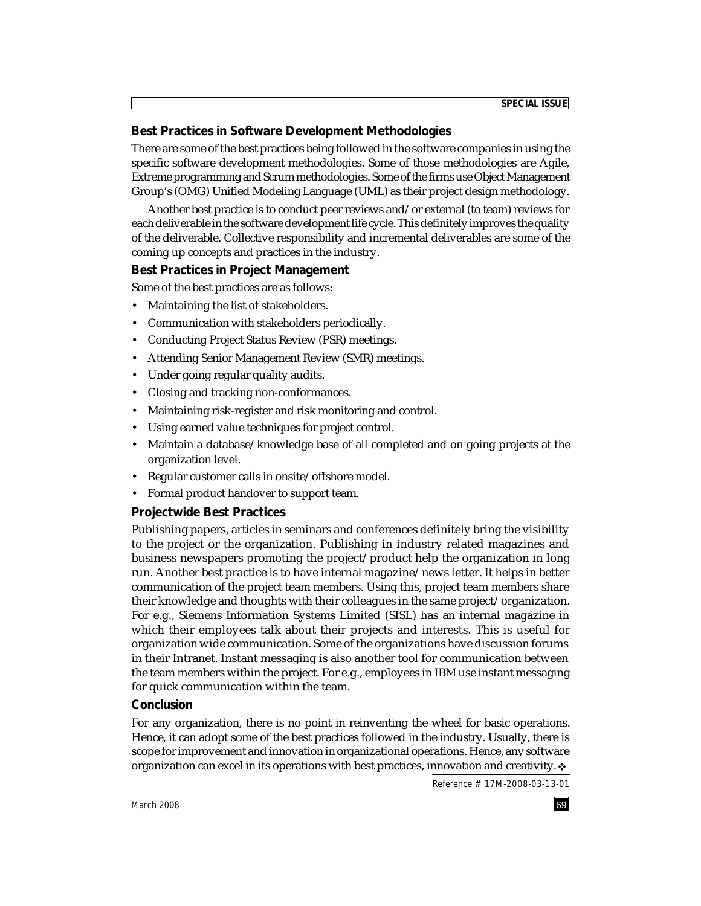## Best Practices in Software Development Methodologies

There are some of the best practices being followed in the software companies in using the specific software development methodologies. Some of those methodologies are Agile, Extreme programming and Scrum methodologies. Some of the firms use Object Management Group's (OMG) Unified Modeling Language (UML) as their project design methodology.

Another best practice is to conduct peer reviews and/or external (to team) reviews for each deliverable in the software development life cycle. This definitely improves the quality of the deliverable. Collective responsibility and incremental deliverables are some of the coming up concepts and practices in the industry.

## Best Practices in Project Management

Some of the best practices are as follows:

- Maintaining the list of stakeholders.
- Communication with stakeholders periodically.
- Conducting Project Status Review (PSR) meetings.
- Attending Senior Management Review (SMR) meetings.
- Under going regular quality audits.
- Closing and tracking non-conformances.
- Maintaining risk-register and risk monitoring and control.
- Using earned value techniques for project control.
- Maintain a database/knowledge base of all completed and on going projects at the organization level.
- Regular customer calls in onsite/offshore model.
- Formal product handover to support team.

## Projectwide Best Practices

Publishing papers, articles in seminars and conferences definitely bring the visibility to the project or the organization. Publishing in industry related magazines and business newspapers promoting the project/product help the organization in long run. Another best practice is to have internal magazine/news letter. It helps in better communication of the project team members. Using this, project team members share their knowledge and thoughts with their colleagues in the same project/organization. For e.g., Siemens Information Systems Limited (SISL) has an internal magazine in which their employees talk about their projects and interests. This is useful for organization wide communication. Some of the organizations have discussion forums in their Intranet. Instant messaging is also another tool for communication between the team members within the project. For e.g., employees in IBM use instant messaging for quick communication within the team.

## Conclusion

For any organization, there is no point in reinventing the wheel for basic operations. Hence, it can adopt some of the best practices followed in the industry. Usually, there is scope for improvement and innovation in organizational operations. Hence, any software organization can excel in its operations with best practices, innovation and creativity. ❖

Reference # 17M-2008-03-13-01